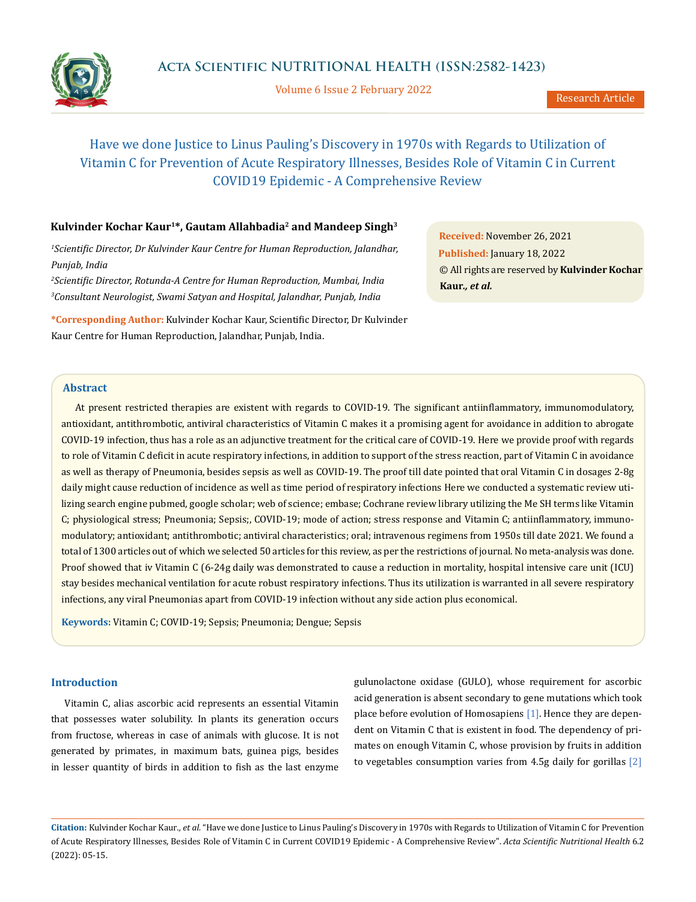# Have we done Justice to Linus Pauling's Discovery in 1970s with Regards to Utilization of Vitamin C for Prevention of Acute Respiratory Illnesses, Besides Role of Vitamin C in Current COVID19 Epidemic - A Comprehensive Review

**Kulvinder Kochar Kaur[1]*, Gautam Allahbadia[2] and Mandeep Singh[3]**

*[1]Scientific Director, Dr Kulvinder Kaur Centre for Human Reproduction, Jalandhar, Punjab, India*

*[2]Scientific Director, Rotunda-A Centre for Human Reproduction, Mumbai, India*

*[3]Consultant Neurologist, Swami Satyan and Hospital, Jalandhar, Punjab, India*

**\*Corresponding Author:** Kulvinder Kochar Kaur, Scientific Director, Dr Kulvinder Kaur Centre for Human Reproduction, Jalandhar, Punjab, India.

**Received:** November 26, 2021
**Published:** January 18, 2022
© All rights are reserved by **Kulvinder Kochar Kaur*., et al.***

## Abstract

At present restricted therapies are existent with regards to COVID-19. The significant antiinflammatory, immunomodulatory, antioxidant, antithrombotic, antiviral characteristics of Vitamin C makes it a promising agent for avoidance in addition to abrogate COVID-19 infection, thus has a role as an adjunctive treatment for the critical care of COVID-19. Here we provide proof with regards to role of Vitamin C deficit in acute respiratory infections, in addition to support of the stress reaction, part of Vitamin C in avoidance as well as therapy of Pneumonia, besides sepsis as well as COVID-19. The proof till date pointed that oral Vitamin C in dosages 2-8g daily might cause reduction of incidence as well as time period of respiratory infections Here we conducted a systematic review utilizing search engine pubmed, google scholar; web of science; embase; Cochrane review library utilizing the Me SH terms like Vitamin C; physiological stress; Pneumonia; Sepsis;, COVID-19; mode of action; stress response and Vitamin C; antiinflammatory, immunomodulatory; antioxidant; antithrombotic; antiviral characteristics; oral; intravenous regimens from 1950s till date 2021. We found a total of 1300 articles out of which we selected 50 articles for this review, as per the restrictions of journal. No meta-analysis was done. Proof showed that iv Vitamin C (6-24g daily was demonstrated to cause a reduction in mortality, hospital intensive care unit (ICU) stay besides mechanical ventilation for acute robust respiratory infections. Thus its utilization is warranted in all severe respiratory infections, any viral Pneumonias apart from COVID-19 infection without any side action plus economical.

**Keywords:** Vitamin C; COVID-19; Sepsis; Pneumonia; Dengue; Sepsis

## Introduction

Vitamin C, alias ascorbic acid represents an essential Vitamin that possesses water solubility. In plants its generation occurs from fructose, whereas in case of animals with glucose. It is not generated by primates, in maximum bats, guinea pigs, besides in lesser quantity of birds in addition to fish as the last enzyme gulunolactone oxidase (GULO), whose requirement for ascorbic acid generation is absent secondary to gene mutations which took place before evolution of Homosapiens [1]. Hence they are dependent on Vitamin C that is existent in food. The dependency of primates on enough Vitamin C, whose provision by fruits in addition to vegetables consumption varies from 4.5g daily for gorillas [2]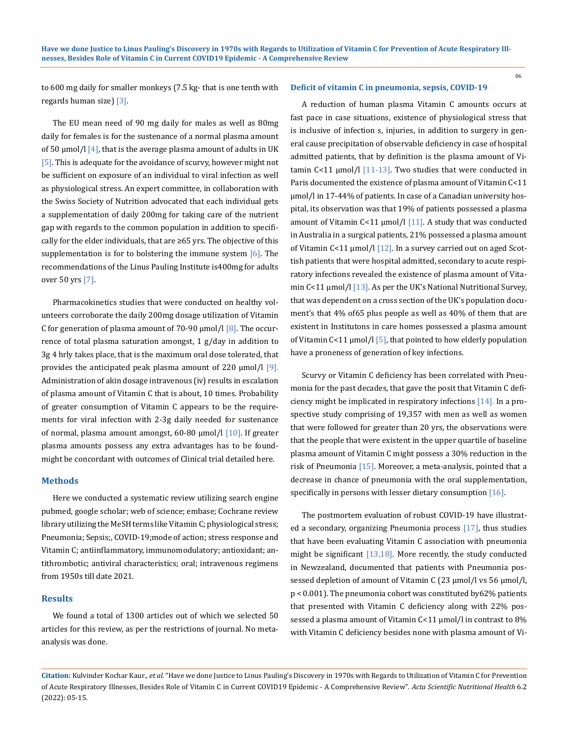to 600 mg daily for smaller monkeys (7.5 kg- that is one tenth with regards human size) [3].

The EU mean need of 90 mg daily for males as well as 80mg daily for females is for the sustenance of a normal plasma amount of 50 µmol/l [4], that is the average plasma amount of adults in UK [5]. This is adequate for the avoidance of scurvy, however might not be sufficient on exposure of an individual to viral infection as well as physiological stress. An expert committee, in collaboration with the Swiss Society of Nutrition advocated that each individual gets a supplementation of daily 200mg for taking care of the nutrient gap with regards to the common population in addition to specifically for the elder individuals, that are ≥65 yrs. The objective of this supplementation is for to bolstering the immune system [6]. The recommendations of the Linus Pauling Institute is400mg for adults over 50 yrs [7].

Pharmacokinetics studies that were conducted on healthy volunteers corroborate the daily 200mg dosage utilization of Vitamin C for generation of plasma amount of 70-90 µmol/l [8]. The occurrence of total plasma saturation amongst, 1 g/day in addition to 3g 4 hrly takes place, that is the maximum oral dose tolerated, that provides the anticipated peak plasma amount of 220 µmol/l [9]. Administration of akin dosage intravenous (iv) results in escalation of plasma amount of Vitamin C that is about, 10 times. Probability of greater consumption of Vitamin C appears to be the requirements for viral infection with 2-3g daily needed for sustenance of normal, plasma amount amongst, 60-80 µmol/l [10]. If greater plasma amounts possess any extra advantages has to be found- might be concordant with outcomes of Clinical trial detailed here.

## Methods

Here we conducted a systematic review utilizing search engine pubmed, google scholar; web of science; embase; Cochrane review library utilizing the MeSH terms like Vitamin C; physiological stress; Pneumonia; Sepsis;, COVID-19;mode of action; stress response and Vitamin C; antiinflammatory, immunomodulatory; antioxidant; antithrombotic; antiviral characteristics; oral; intravenous regimens from 1950s till date 2021.

## Results

We found a total of 1300 articles out of which we selected 50 articles for this review, as per the restrictions of journal. No meta-analysis was done.

### Deficit of vitamin C in pneumonia, sepsis, COVID-19

A reduction of human plasma Vitamin C amounts occurs at fast pace in case situations, existence of physiological stress that is inclusive of infection s, injuries, in addition to surgery in general cause precipitation of observable deficiency in case of hospital admitted patients, that by definition is the plasma amount of Vitamin C<11 µmol/l [11-13]. Two studies that were conducted in Paris documented the existence of plasma amount of Vitamin C<11 µmol/l in 17-44% of patients. In case of a Canadian university hospital, its observation was that 19% of patients possessed a plasma amount of Vitamin C<11 µmol/l [11]. A study that was conducted in Australia in a surgical patients, 21% possessed a plasma amount of Vitamin C<11 µmol/l [12]. In a survey carried out on aged Scottish patients that were hospital admitted, secondary to acute respiratory infections revealed the existence of plasma amount of Vitamin C<11 µmol/l [13]. As per the UK's National Nutritional Survey, that was dependent on a cross section of the UK's population document's that 4% of65 plus people as well as 40% of them that are existent in Institutons in care homes possessed a plasma amount of Vitamin C<11 µmol/l [5], that pointed to how elderly population have a proneness of generation of key infections.

Scurvy or Vitamin C deficiency has been correlated with Pneumonia for the past decades, that gave the posit that Vitamin C deficiency might be implicated in respiratory infections [14]. In a prospective study comprising of 19,357 with men as well as women that were followed for greater than 20 yrs, the observations were that the people that were existent in the upper quartile of baseline plasma amount of Vitamin C might possess a 30% reduction in the risk of Pneumonia [15]. Moreover, a meta-analysis, pointed that a decrease in chance of pneumonia with the oral supplementation, specifically in persons with lesser dietary consumption [16].

The postmortem evaluation of robust COVID-19 have illustrated a secondary, organizing Pneumonia process [17], thus studies that have been evaluating Vitamin C association with pneumonia might be significant [13,18]. More recently, the study conducted in Newzealand, documented that patients with Pneumonia possessed depletion of amount of Vitamin C (23 µmol/l vs 56 µmol/l, $p < 0.001$). The pneumonia cohort was constituted by62% patients that presented with Vitamin C deficiency along with 22% possessed a plasma amount of Vitamin C<11 µmol/l in contrast to 8% with Vitamin C deficiency besides none with plasma amount of Vi-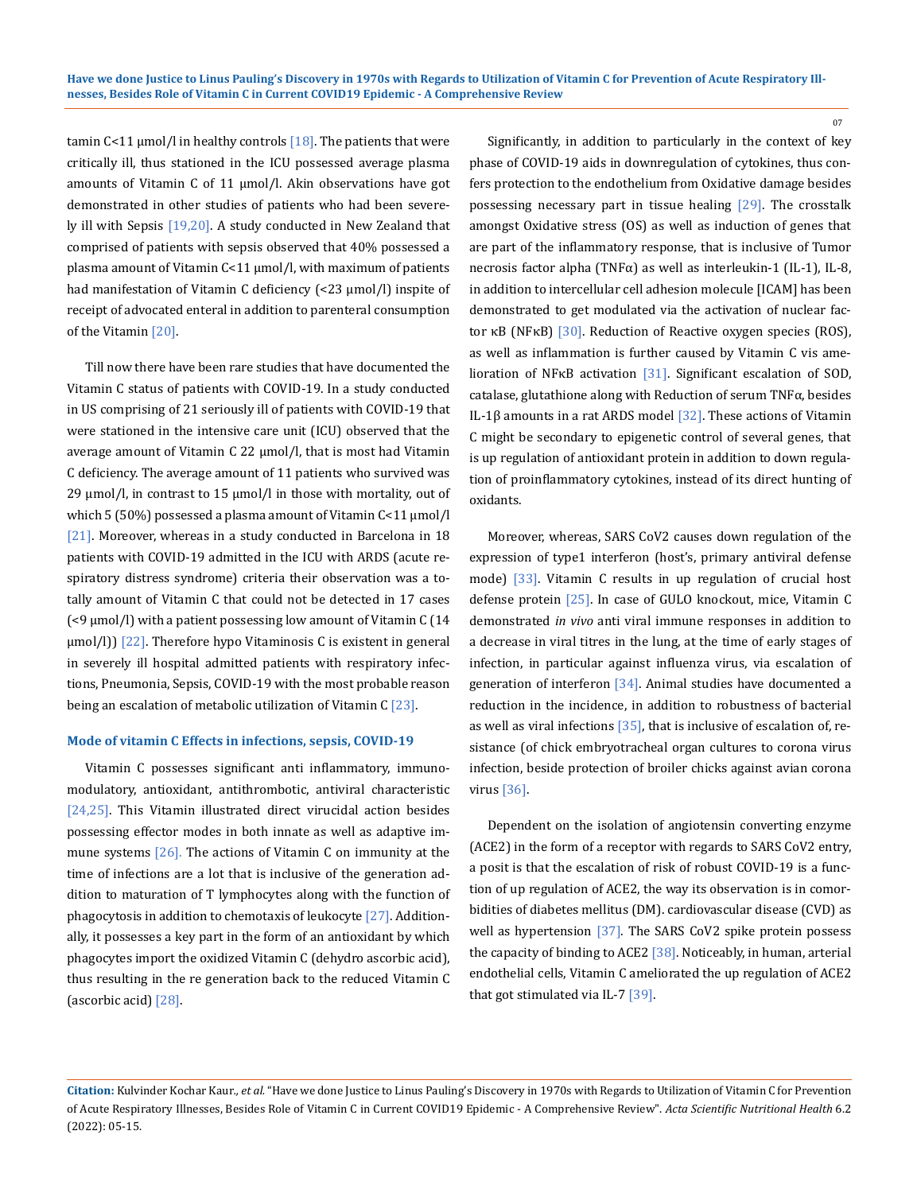tamin C<11 μmol/l in healthy controls [18]. The patients that were critically ill, thus stationed in the ICU possessed average plasma amounts of Vitamin C of 11 μmol/l. Akin observations have got demonstrated in other studies of patients who had been severely ill with Sepsis [19,20]. A study conducted in New Zealand that comprised of patients with sepsis observed that 40% possessed a plasma amount of Vitamin C<11 μmol/l, with maximum of patients had manifestation of Vitamin C deficiency (<23 μmol/l) inspite of receipt of advocated enteral in addition to parenteral consumption of the Vitamin [20].

Till now there have been rare studies that have documented the Vitamin C status of patients with COVID-19. In a study conducted in US comprising of 21 seriously ill of patients with COVID-19 that were stationed in the intensive care unit (ICU) observed that the average amount of Vitamin C 22 μmol/l, that is most had Vitamin C deficiency. The average amount of 11 patients who survived was 29 μmol/l, in contrast to 15 μmol/l in those with mortality, out of which 5 (50%) possessed a plasma amount of Vitamin C<11 μmol/l [21]. Moreover, whereas in a study conducted in Barcelona in 18 patients with COVID-19 admitted in the ICU with ARDS (acute respiratory distress syndrome) criteria their observation was a totally amount of Vitamin C that could not be detected in 17 cases (<9 μmol/l) with a patient possessing low amount of Vitamin C (14 μmol/l)) [22]. Therefore hypo Vitaminosis C is existent in general in severely ill hospital admitted patients with respiratory infections, Pneumonia, Sepsis, COVID-19 with the most probable reason being an escalation of metabolic utilization of Vitamin C [23].

### Mode of vitamin C Effects in infections, sepsis, COVID-19

Vitamin C possesses significant anti inflammatory, immunomodulatory, antioxidant, antithrombotic, antiviral characteristic [24,25]. This Vitamin illustrated direct virucidal action besides possessing effector modes in both innate as well as adaptive immune systems [26]. The actions of Vitamin C on immunity at the time of infections are a lot that is inclusive of the generation addition to maturation of T lymphocytes along with the function of phagocytosis in addition to chemotaxis of leukocyte [27]. Additionally, it possesses a key part in the form of an antioxidant by which phagocytes import the oxidized Vitamin C (dehydro ascorbic acid), thus resulting in the re generation back to the reduced Vitamin C (ascorbic acid) [28].

Significantly, in addition to particularly in the context of key phase of COVID-19 aids in downregulation of cytokines, thus confers protection to the endothelium from Oxidative damage besides possessing necessary part in tissue healing [29]. The crosstalk amongst Oxidative stress (OS) as well as induction of genes that are part of the inflammatory response, that is inclusive of Tumor necrosis factor alpha (TNFα) as well as interleukin-1 (IL-1), IL-8, in addition to intercellular cell adhesion molecule [ICAM] has been demonstrated to get modulated via the activation of nuclear factor κB (NFκB) [30]. Reduction of Reactive oxygen species (ROS), as well as inflammation is further caused by Vitamin C vis amelioration of NFκB activation [31]. Significant escalation of SOD, catalase, glutathione along with Reduction of serum TNFα, besides IL-1β amounts in a rat ARDS model [32]. These actions of Vitamin C might be secondary to epigenetic control of several genes, that is up regulation of antioxidant protein in addition to down regulation of proinflammatory cytokines, instead of its direct hunting of oxidants.

Moreover, whereas, SARS CoV2 causes down regulation of the expression of type1 interferon (host's, primary antiviral defense mode) [33]. Vitamin C results in up regulation of crucial host defense protein [25]. In case of GULO knockout, mice, Vitamin C demonstrated *in vivo* anti viral immune responses in addition to a decrease in viral titres in the lung, at the time of early stages of infection, in particular against influenza virus, via escalation of generation of interferon [34]. Animal studies have documented a reduction in the incidence, in addition to robustness of bacterial as well as viral infections [35], that is inclusive of escalation of, resistance (of chick embryotracheal organ cultures to corona virus infection, beside protection of broiler chicks against avian corona virus [36].

Dependent on the isolation of angiotensin converting enzyme (ACE2) in the form of a receptor with regards to SARS CoV2 entry, a posit is that the escalation of risk of robust COVID-19 is a function of up regulation of ACE2, the way its observation is in comorbidities of diabetes mellitus (DM). cardiovascular disease (CVD) as well as hypertension [37]. The SARS CoV2 spike protein possess the capacity of binding to ACE2 [38]. Noticeably, in human, arterial endothelial cells, Vitamin C ameliorated the up regulation of ACE2 that got stimulated via IL-7 [39].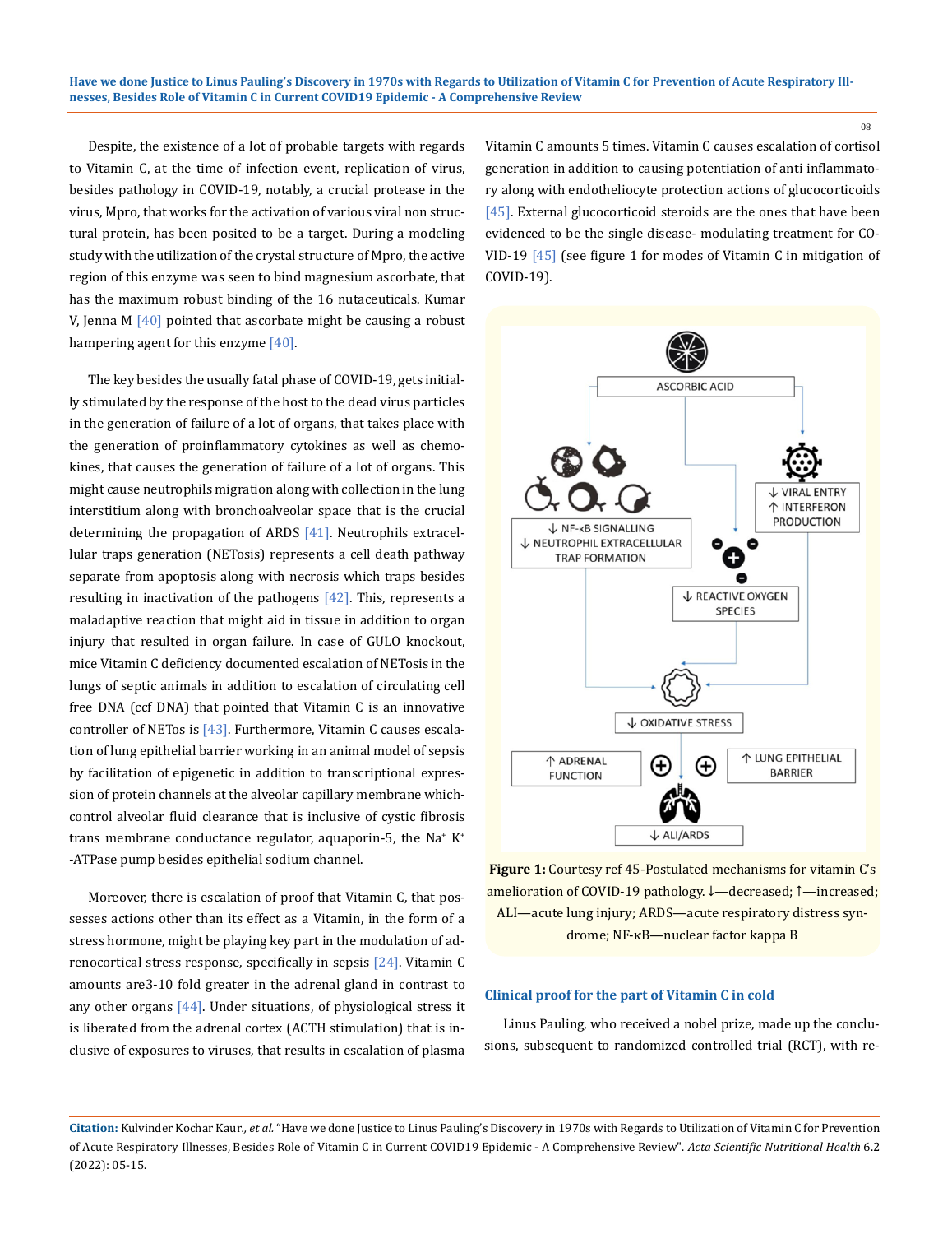Despite, the existence of a lot of probable targets with regards to Vitamin C, at the time of infection event, replication of virus, besides pathology in COVID-19, notably, a crucial protease in the virus, Mpro, that works for the activation of various viral non structural protein, has been posited to be a target. During a modeling study with the utilization of the crystal structure of Mpro, the active region of this enzyme was seen to bind magnesium ascorbate, that has the maximum robust binding of the 16 nutaceuticals. Kumar V, Jenna M [40] pointed that ascorbate might be causing a robust hampering agent for this enzyme [40].

The key besides the usually fatal phase of COVID-19, gets initially stimulated by the response of the host to the dead virus particles in the generation of failure of a lot of organs, that takes place with the generation of proinflammatory cytokines as well as chemokines, that causes the generation of failure of a lot of organs. This might cause neutrophils migration along with collection in the lung interstitium along with bronchoalveolar space that is the crucial determining the propagation of ARDS [41]. Neutrophils extracellular traps generation (NETosis) represents a cell death pathway separate from apoptosis along with necrosis which traps besides resulting in inactivation of the pathogens [42]. This, represents a maladaptive reaction that might aid in tissue in addition to organ injury that resulted in organ failure. In case of GULO knockout, mice Vitamin C deficiency documented escalation of NETosis in the lungs of septic animals in addition to escalation of circulating cell free DNA (ccf DNA) that pointed that Vitamin C is an innovative controller of NETos is [43]. Furthermore, Vitamin C causes escalation of lung epithelial barrier working in an animal model of sepsis by facilitation of epigenetic in addition to transcriptional expression of protein channels at the alveolar capillary membrane which control alveolar fluid clearance that is inclusive of cystic fibrosis trans membrane conductance regulator, aquaporin-5, the $Na^+$ $K^+$ -ATPase pump besides epithelial sodium channel.

Moreover, there is escalation of proof that Vitamin C, that possesses actions other than its effect as a Vitamin, in the form of a stress hormone, might be playing key part in the modulation of adrenocortical stress response, specifically in sepsis [24]. Vitamin C amounts are3-10 fold greater in the adrenal gland in contrast to any other organs [44]. Under situations, of physiological stress it is liberated from the adrenal cortex (ACTH stimulation) that is inclusive of exposures to viruses, that results in escalation of plasma Vitamin C amounts 5 times. Vitamin C causes escalation of cortisol generation in addition to causing potentiation of anti inflammatory along with endotheliocyte protection actions of glucocorticoids [45]. External glucocorticoid steroids are the ones that have been evidenced to be the single disease- modulating treatment for COVID-19 [45] (see figure 1 for modes of Vitamin C in mitigation of COVID-19).

**Figure 1:** Courtesy ref 45-Postulated mechanisms for vitamin C's amelioration of COVID-19 pathology. ↓—decreased; ↑—increased; ALI—acute lung injury; ARDS—acute respiratory distress syndrome; NF-κB—nuclear factor kappa B

### Clinical proof for the part of Vitamin C in cold

Linus Pauling, who received a nobel prize, made up the conclusions, subsequent to randomized controlled trial (RCT), with re-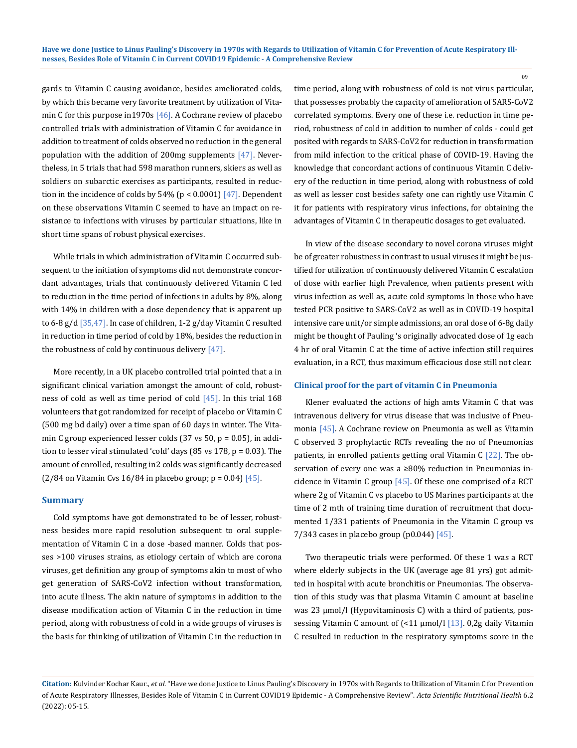gards to Vitamin C causing avoidance, besides ameliorated colds, by which this became very favorite treatment by utilization of Vitamin C for this purpose in1970s [46]. A Cochrane review of placebo controlled trials with administration of Vitamin C for avoidance in addition to treatment of colds observed no reduction in the general population with the addition of 200mg supplements [47]. Nevertheless, in 5 trials that had 598 marathon runners, skiers as well as soldiers on subarctic exercises as participants, resulted in reduction in the incidence of colds by 54% ($p < 0.0001$) [47]. Dependent on these observations Vitamin C seemed to have an impact on resistance to infections with viruses by particular situations, like in short time spans of robust physical exercises.

While trials in which administration of Vitamin C occurred subsequent to the initiation of symptoms did not demonstrate concordant advantages, trials that continuously delivered Vitamin C led to reduction in the time period of infections in adults by 8%, along with 14% in children with a dose dependency that is apparent up to 6-8 g/d [35,47]. In case of children, 1-2 g/day Vitamin C resulted in reduction in time period of cold by 18%, besides the reduction in the robustness of cold by continuous delivery [47].

More recently, in a UK placebo controlled trial pointed that a in significant clinical variation amongst the amount of cold, robustness of cold as well as time period of cold [45]. In this trial 168 volunteers that got randomized for receipt of placebo or Vitamin C (500 mg bd daily) over a time span of 60 days in winter. The Vitamin C group experienced lesser colds (37 vs 50, $p = 0.05$), in addition to lesser viral stimulated 'cold' days (85 vs 178, $p = 0.03$). The amount of enrolled, resulting in2 colds was significantly decreased (2/84 on Vitamin Cvs 16/84 in placebo group; $p = 0.04$) [45].

## Summary

Cold symptoms have got demonstrated to be of lesser, robustness besides more rapid resolution subsequent to oral supplementation of Vitamin C in a dose -based manner. Colds that posses >100 viruses strains, as etiology certain of which are corona viruses, get definition any group of symptoms akin to most of who get generation of SARS-CoV2 infection without transformation, into acute illness. The akin nature of symptoms in addition to the disease modification action of Vitamin C in the reduction in time period, along with robustness of cold in a wide groups of viruses is the basis for thinking of utilization of Vitamin C in the reduction in time period, along with robustness of cold is not virus particular, that possesses probably the capacity of amelioration of SARS-CoV2 correlated symptoms. Every one of these i.e. reduction in time period, robustness of cold in addition to number of colds - could get posited with regards to SARS-CoV2 for reduction in transformation from mild infection to the critical phase of COVID-19. Having the knowledge that concordant actions of continuous Vitamin C delivery of the reduction in time period, along with robustness of cold as well as lesser cost besides safety one can rightly use Vitamin C it for patients with respiratory virus infections, for obtaining the advantages of Vitamin C in therapeutic dosages to get evaluated.

In view of the disease secondary to novel corona viruses might be of greater robustness in contrast to usual viruses it might be justified for utilization of continuously delivered Vitamin C escalation of dose with earlier high Prevalence, when patients present with virus infection as well as, acute cold symptoms In those who have tested PCR positive to SARS-CoV2 as well as in COVID-19 hospital intensive care unit/or simple admissions, an oral dose of 6-8g daily might be thought of Pauling 's originally advocated dose of 1g each 4 hr of oral Vitamin C at the time of active infection still requires evaluation, in a RCT, thus maximum efficacious dose still not clear.

### Clinical proof for the part of vitamin C in Pneumonia

Klener evaluated the actions of high amts Vitamin C that was intravenous delivery for virus disease that was inclusive of Pneumonia [45]. A Cochrane review on Pneumonia as well as Vitamin C observed 3 prophylactic RCTs revealing the no of Pneumonias patients, in enrolled patients getting oral Vitamin C [22]. The observation of every one was a ≥80% reduction in Pneumonias incidence in Vitamin C group [45]. Of these one comprised of a RCT where 2g of Vitamin C vs placebo to US Marines participants at the time of 2 mth of training time duration of recruitment that documented 1/331 patients of Pneumonia in the Vitamin C group vs 7/343 cases in placebo group (p0.044) [45].

Two therapeutic trials were performed. Of these 1 was a RCT where elderly subjects in the UK (average age 81 yrs) got admitted in hospital with acute bronchitis or Pneumonias. The observation of this study was that plasma Vitamin C amount at baseline was 23 μmol/l (Hypovitaminosis C) with a third of patients, possessing Vitamin C amount of (<11 μmol/l [13]. 0,2g daily Vitamin C resulted in reduction in the respiratory symptoms score in the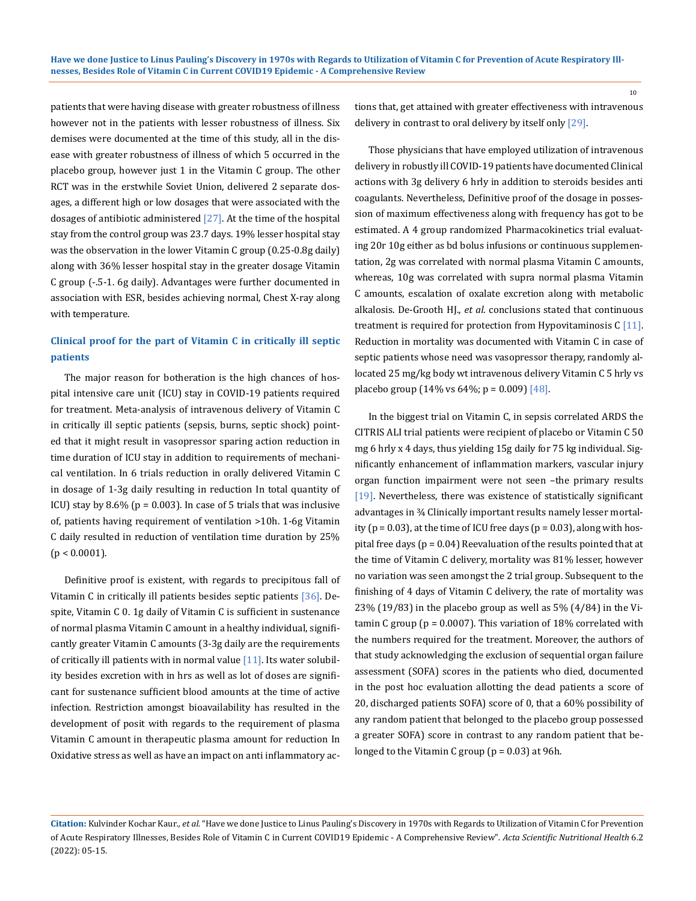patients that were having disease with greater robustness of illness however not in the patients with lesser robustness of illness. Six demises were documented at the time of this study, all in the disease with greater robustness of illness of which 5 occurred in the placebo group, however just 1 in the Vitamin C group. The other RCT was in the erstwhile Soviet Union, delivered 2 separate dosages, a different high or low dosages that were associated with the dosages of antibiotic administered [27]. At the time of the hospital stay from the control group was 23.7 days. 19% lesser hospital stay was the observation in the lower Vitamin C group (0.25-0.8g daily) along with 36% lesser hospital stay in the greater dosage Vitamin C group (-.5-1. 6g daily). Advantages were further documented in association with ESR, besides achieving normal, Chest X-ray along with temperature.

### Clinical proof for the part of Vitamin C in critically ill septic patients

The major reason for botheration is the high chances of hospital intensive care unit (ICU) stay in COVID-19 patients required for treatment. Meta-analysis of intravenous delivery of Vitamin C in critically ill septic patients (sepsis, burns, septic shock) pointed that it might result in vasopressor sparing action reduction in time duration of ICU stay in addition to requirements of mechanical ventilation. In 6 trials reduction in orally delivered Vitamin C in dosage of 1-3g daily resulting in reduction In total quantity of ICU) stay by 8.6% ($p = 0.003$). In case of 5 trials that was inclusive of, patients having requirement of ventilation >10h. 1-6g Vitamin C daily resulted in reduction of ventilation time duration by 25% ($p < 0.0001$).

Definitive proof is existent, with regards to precipitous fall of Vitamin C in critically ill patients besides septic patients [36]. Despite, Vitamin C 0. 1g daily of Vitamin C is sufficient in sustenance of normal plasma Vitamin C amount in a healthy individual, significantly greater Vitamin C amounts (3-3g daily are the requirements of critically ill patients with in normal value [11]. Its water solubility besides excretion with in hrs as well as lot of doses are significant for sustenance sufficient blood amounts at the time of active infection. Restriction amongst bioavailability has resulted in the development of posit with regards to the requirement of plasma Vitamin C amount in therapeutic plasma amount for reduction In Oxidative stress as well as have an impact on anti inflammatory actions that, get attained with greater effectiveness with intravenous delivery in contrast to oral delivery by itself only [29].

Those physicians that have employed utilization of intravenous delivery in robustly ill COVID-19 patients have documented Clinical actions with 3g delivery 6 hrly in addition to steroids besides anti coagulants. Nevertheless, Definitive proof of the dosage in possession of maximum effectiveness along with frequency has got to be estimated. A 4 group randomized Pharmacokinetics trial evaluating 20r 10g either as bd bolus infusions or continuous supplementation, 2g was correlated with normal plasma Vitamin C amounts, whereas, 10g was correlated with supra normal plasma Vitamin C amounts, escalation of oxalate excretion along with metabolic alkalosis. De-Grooth HJ., *et al.* conclusions stated that continuous treatment is required for protection from Hypovitaminosis C [11]. Reduction in mortality was documented with Vitamin C in case of septic patients whose need was vasopressor therapy, randomly allocated 25 mg/kg body wt intravenous delivery Vitamin C 5 hrly vs placebo group (14% vs 64%; $p = 0.009$) [48].

In the biggest trial on Vitamin C, in sepsis correlated ARDS the CITRIS ALI trial patients were recipient of placebo or Vitamin C 50 mg 6 hrly x 4 days, thus yielding 15g daily for 75 kg individual. Significantly enhancement of inflammation markers, vascular injury organ function impairment were not seen –the primary results [19]. Nevertheless, there was existence of statistically significant advantages in ¾ Clinically important results namely lesser mortality ($p = 0.03$), at the time of ICU free days ($p = 0.03$), along with hospital free days ($p = 0.04$) Reevaluation of the results pointed that at the time of Vitamin C delivery, mortality was 81% lesser, however no variation was seen amongst the 2 trial group. Subsequent to the finishing of 4 days of Vitamin C delivery, the rate of mortality was 23% (19/83) in the placebo group as well as 5% (4/84) in the Vitamin C group ($p = 0.0007$). This variation of 18% correlated with the numbers required for the treatment. Moreover, the authors of that study acknowledging the exclusion of sequential organ failure assessment (SOFA) scores in the patients who died, documented in the post hoc evaluation allotting the dead patients a score of 20, discharged patients SOFA) score of 0, that a 60% possibility of any random patient that belonged to the placebo group possessed a greater SOFA) score in contrast to any random patient that belonged to the Vitamin C group ($p = 0.03$) at 96h.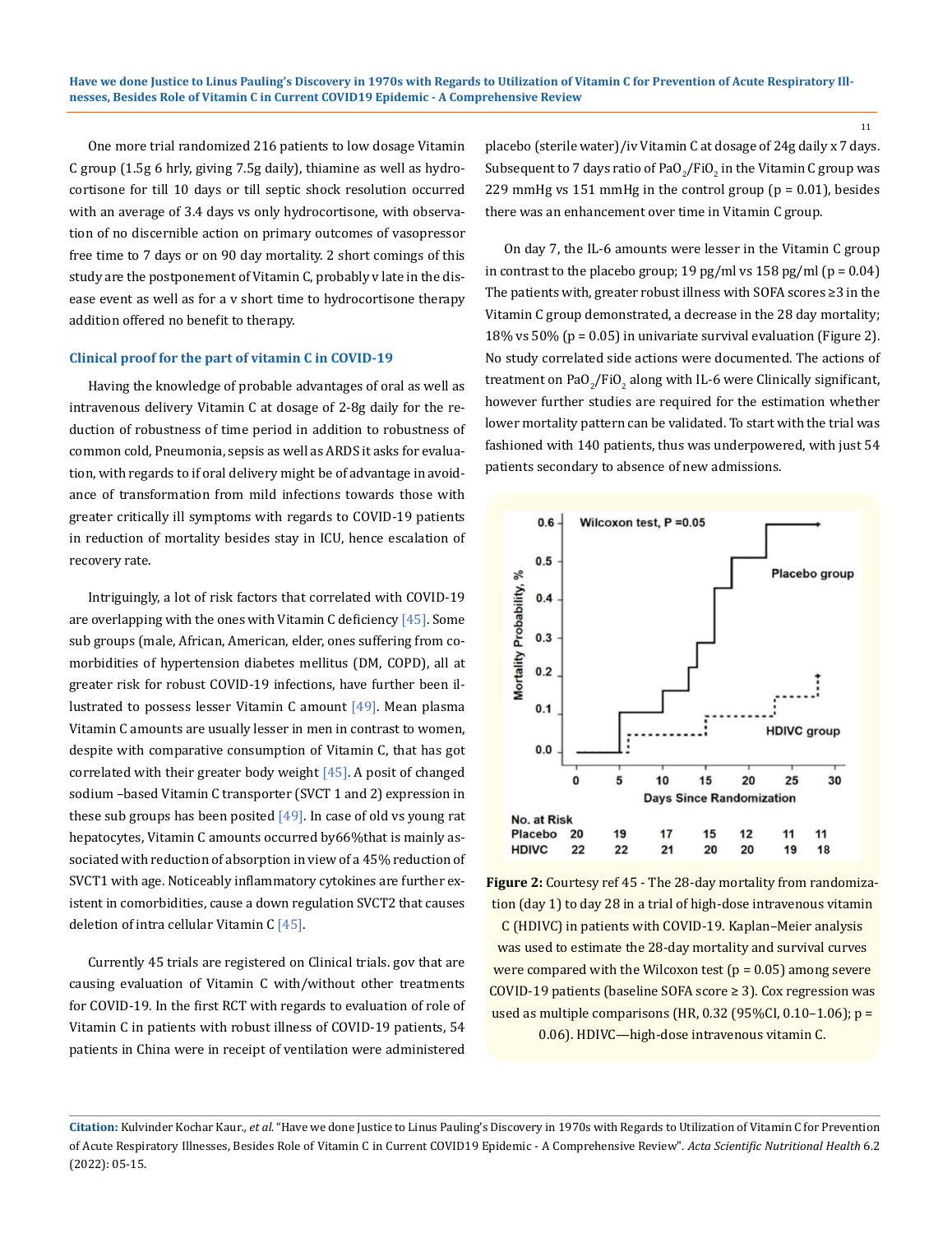One more trial randomized 216 patients to low dosage Vitamin C group (1.5g 6 hrly, giving 7.5g daily), thiamine as well as hydrocortisone for till 10 days or till septic shock resolution occurred with an average of 3.4 days vs only hydrocortisone, with observation of no discernible action on primary outcomes of vasopressor free time to 7 days or on 90 day mortality. 2 short comings of this study are the postponement of Vitamin C, probably v late in the disease event as well as for a v short time to hydrocortisone therapy addition offered no benefit to therapy.

### Clinical proof for the part of vitamin C in COVID-19

Having the knowledge of probable advantages of oral as well as intravenous delivery Vitamin C at dosage of 2-8g daily for the reduction of robustness of time period in addition to robustness of common cold, Pneumonia, sepsis as well as ARDS it asks for evaluation, with regards to if oral delivery might be of advantage in avoidance of transformation from mild infections towards those with greater critically ill symptoms with regards to COVID-19 patients in reduction of mortality besides stay in ICU, hence escalation of recovery rate.

Intriguingly, a lot of risk factors that correlated with COVID-19 are overlapping with the ones with Vitamin C deficiency [45]. Some sub groups (male, African, American, elder, ones suffering from comorbidities of hypertension diabetes mellitus (DM, COPD), all at greater risk for robust COVID-19 infections, have further been illustrated to possess lesser Vitamin C amount [49]. Mean plasma Vitamin C amounts are usually lesser in men in contrast to women, despite with comparative consumption of Vitamin C, that has got correlated with their greater body weight [45]. A posit of changed sodium –based Vitamin C transporter (SVCT 1 and 2) expression in these sub groups has been posited [49]. In case of old vs young rat hepatocytes, Vitamin C amounts occurred by66%that is mainly associated with reduction of absorption in view of a 45% reduction of SVCT1 with age. Noticeably inflammatory cytokines are further existent in comorbidities, cause a down regulation SVCT2 that causes deletion of intra cellular Vitamin C [45].

Currently 45 trials are registered on Clinical trials. gov that are causing evaluation of Vitamin C with/without other treatments for COVID-19. In the first RCT with regards to evaluation of role of Vitamin C in patients with robust illness of COVID-19 patients, 54 patients in China were in receipt of ventilation were administered placebo (sterile water)/iv Vitamin C at dosage of 24g daily x 7 days. Subsequent to 7 days ratio of $PaO_2/FiO_2$ in the Vitamin C group was 229 mmHg vs 151 mmHg in the control group ($p = 0.01$), besides there was an enhancement over time in Vitamin C group.

On day 7, the IL-6 amounts were lesser in the Vitamin C group in contrast to the placebo group; 19 pg/ml vs 158 pg/ml ($p = 0.04$) The patients with, greater robust illness with SOFA scores ≥3 in the Vitamin C group demonstrated, a decrease in the 28 day mortality; 18% vs 50% ($p = 0.05$) in univariate survival evaluation (Figure 2). No study correlated side actions were documented. The actions of treatment on $PaO_2/FiO_2$ along with IL-6 were Clinically significant, however further studies are required for the estimation whether lower mortality pattern can be validated. To start with the trial was fashioned with 140 patients, thus was underpowered, with just 54 patients secondary to absence of new admissions.

**Figure 2:** Courtesy ref 45 - The 28-day mortality from randomization (day 1) to day 28 in a trial of high-dose intravenous vitamin C (HDIVC) in patients with COVID-19. Kaplan–Meier analysis was used to estimate the 28-day mortality and survival curves were compared with the Wilcoxon test ($p = 0.05$) among severe COVID-19 patients (baseline SOFA score ≥ 3). Cox regression was used as multiple comparisons (HR, 0.32 (95%CI, 0.10–1.06); $p = 0.06$). HDIVC—high-dose intravenous vitamin C.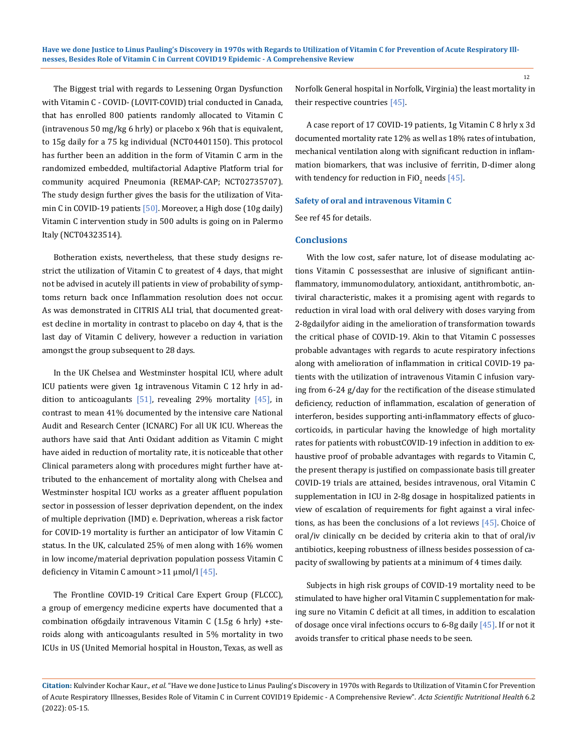The Biggest trial with regards to Lessening Organ Dysfunction with Vitamin C - COVID- (LOVIT-COVID) trial conducted in Canada, that has enrolled 800 patients randomly allocated to Vitamin C (intravenous 50 mg/kg 6 hrly) or placebo x 96h that is equivalent, to 15g daily for a 75 kg individual (NCT04401150). This protocol has further been an addition in the form of Vitamin C arm in the randomized embedded, multifactorial Adaptive Platform trial for community acquired Pneumonia (REMAP-CAP; NCT02735707). The study design further gives the basis for the utilization of Vitamin C in COVID-19 patients [50]. Moreover, a High dose (10g daily) Vitamin C intervention study in 500 adults is going on in Palermo Italy (NCT04323514).

Botheration exists, nevertheless, that these study designs restrict the utilization of Vitamin C to greatest of 4 days, that might not be advised in acutely ill patients in view of probability of symptoms return back once Inflammation resolution does not occur. As was demonstrated in CITRIS ALI trial, that documented greatest decline in mortality in contrast to placebo on day 4, that is the last day of Vitamin C delivery, however a reduction in variation amongst the group subsequent to 28 days.

In the UK Chelsea and Westminster hospital ICU, where adult ICU patients were given 1g intravenous Vitamin C 12 hrly in addition to anticoagulants [51], revealing 29% mortality [45], in contrast to mean 41% documented by the intensive care National Audit and Research Center (ICNARC) For all UK ICU. Whereas the authors have said that Anti Oxidant addition as Vitamin C might have aided in reduction of mortality rate, it is noticeable that other Clinical parameters along with procedures might further have attributed to the enhancement of mortality along with Chelsea and Westminster hospital ICU works as a greater affluent population sector in possession of lesser deprivation dependent, on the index of multiple deprivation (IMD) e. Deprivation, whereas a risk factor for COVID-19 mortality is further an anticipator of low Vitamin C status. In the UK, calculated 25% of men along with 16% women in low income/material deprivation population possess Vitamin C deficiency in Vitamin C amount >11 µmol/l [45].

The Frontline COVID-19 Critical Care Expert Group (FLCCC), a group of emergency medicine experts have documented that a combination of6gdaily intravenous Vitamin C (1.5g 6 hrly) +steroids along with anticoagulants resulted in 5% mortality in two ICUs in US (United Memorial hospital in Houston, Texas, as well as Norfolk General hospital in Norfolk, Virginia) the least mortality in their respective countries [45].

A case report of 17 COVID-19 patients, 1g Vitamin C 8 hrly x 3d documented mortality rate 12% as well as 18% rates of intubation, mechanical ventilation along with significant reduction in inflammation biomarkers, that was inclusive of ferritin, D-dimer along with tendency for reduction in $FiO_2$ needs [45].

### Safety of oral and intravenous Vitamin C

See ref 45 for details.

## Conclusions

With the low cost, safer nature, lot of disease modulating actions Vitamin C possessesthat are inlusive of significant antiinflammatory, immunomodulatory, antioxidant, antithrombotic, antiviral characteristic, makes it a promising agent with regards to reduction in viral load with oral delivery with doses varying from 2-8gdailyfor aiding in the amelioration of transformation towards the critical phase of COVID-19. Akin to that Vitamin C possesses probable advantages with regards to acute respiratory infections along with amelioration of inflammation in critical COVID-19 patients with the utilization of intravenous Vitamin C infusion varying from 6-24 g/day for the rectification of the disease stimulated deficiency, reduction of inflammation, escalation of generation of interferon, besides supporting anti-inflammatory effects of glucocorticoids, in particular having the knowledge of high mortality rates for patients with robustCOVID-19 infection in addition to exhaustive proof of probable advantages with regards to Vitamin C, the present therapy is justified on compassionate basis till greater COVID-19 trials are attained, besides intravenous, oral Vitamin C supplementation in ICU in 2-8g dosage in hospitalized patients in view of escalation of requirements for fight against a viral infections, as has been the conclusions of a lot reviews [45]. Choice of oral/iv clinically cn be decided by criteria akin to that of oral/iv antibiotics, keeping robustness of illness besides possession of capacity of swallowing by patients at a minimum of 4 times daily.

Subjects in high risk groups of COVID-19 mortality need to be stimulated to have higher oral Vitamin C supplementation for making sure no Vitamin C deficit at all times, in addition to escalation of dosage once viral infections occurs to 6-8g daily [45]. If or not it avoids transfer to critical phase needs to be seen.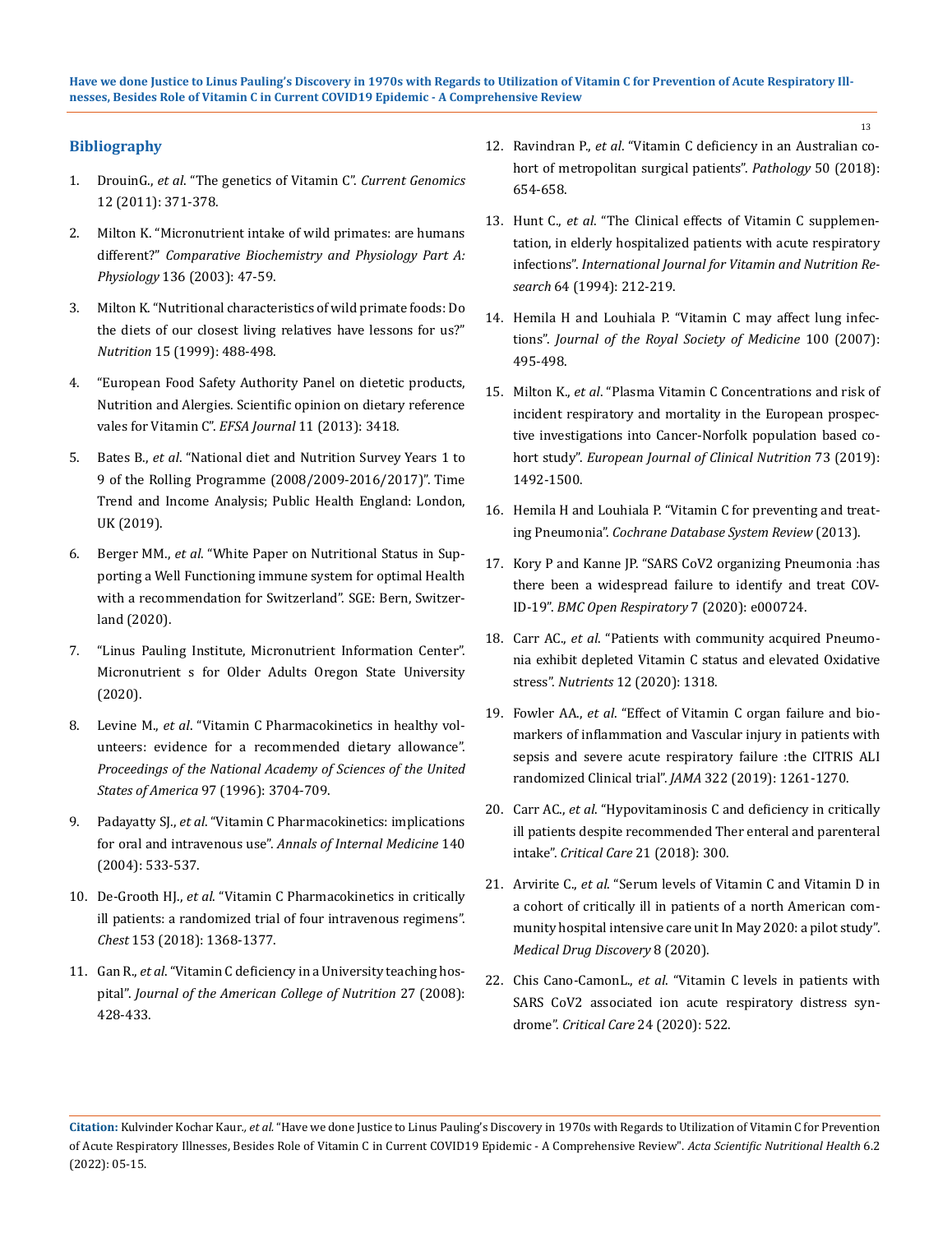## Bibliography

1. DrouinG., *et al*. "The genetics of Vitamin C". *Current Genomics* 12 (2011): 371-378.
2. Milton K. "Micronutrient intake of wild primates: are humans different?" *Comparative Biochemistry and Physiology Part A: Physiology* 136 (2003): 47-59.
3. Milton K. "Nutritional characteristics of wild primate foods: Do the diets of our closest living relatives have lessons for us?" *Nutrition* 15 (1999): 488-498.
4. "European Food Safety Authority Panel on dietetic products, Nutrition and Alergies. Scientific opinion on dietary reference vales for Vitamin C". *EFSA Journal* 11 (2013): 3418.
5. Bates B., *et al*. "National diet and Nutrition Survey Years 1 to 9 of the Rolling Programme (2008/2009-2016/2017)". Time Trend and Income Analysis; Public Health England: London, UK (2019).
6. Berger MM., *et al*. "White Paper on Nutritional Status in Supporting a Well Functioning immune system for optimal Health with a recommendation for Switzerland". SGE: Bern, Switzerland (2020).
7. "Linus Pauling Institute, Micronutrient Information Center". Micronutrient s for Older Adults Oregon State University (2020).
8. Levine M., *et al*. "Vitamin C Pharmacokinetics in healthy volunteers: evidence for a recommended dietary allowance". *Proceedings of the National Academy of Sciences of the United States of America* 97 (1996): 3704-709.
9. Padayatty SJ., *et al*. "Vitamin C Pharmacokinetics: implications for oral and intravenous use". *Annals of Internal Medicine* 140 (2004): 533-537.
10. De-Grooth HJ., *et al*. "Vitamin C Pharmacokinetics in critically ill patients: a randomized trial of four intravenous regimens". *Chest* 153 (2018): 1368-1377.
11. Gan R., *et al*. "Vitamin C deficiency in a University teaching hospital". *Journal of the American College of Nutrition* 27 (2008): 428-433.
12. Ravindran P., *et al*. "Vitamin C deficiency in an Australian cohort of metropolitan surgical patients". *Pathology* 50 (2018): 654-658.
13. Hunt C., *et al*. "The Clinical effects of Vitamin C supplementation, in elderly hospitalized patients with acute respiratory infections". *International Journal for Vitamin and Nutrition Research* 64 (1994): 212-219.
14. Hemila H and Louhiala P. "Vitamin C may affect lung infections". *Journal of the Royal Society of Medicine* 100 (2007): 495-498.
15. Milton K., *et al*. "Plasma Vitamin C Concentrations and risk of incident respiratory and mortality in the European prospective investigations into Cancer-Norfolk population based cohort study". *European Journal of Clinical Nutrition* 73 (2019): 1492-1500.
16. Hemila H and Louhiala P. "Vitamin C for preventing and treating Pneumonia". *Cochrane Database System Review* (2013).
17. Kory P and Kanne JP. "SARS CoV2 organizing Pneumonia :has there been a widespread failure to identify and treat COVID-19". *BMC Open Respiratory* 7 (2020): e000724.
18. Carr AC., *et al*. "Patients with community acquired Pneumonia exhibit depleted Vitamin C status and elevated Oxidative stress". *Nutrients* 12 (2020): 1318.
19. Fowler AA., *et al*. "Effect of Vitamin C organ failure and biomarkers of inflammation and Vascular injury in patients with sepsis and severe acute respiratory failure :the CITRIS ALI randomized Clinical trial". *JAMA* 322 (2019): 1261-1270.
20. Carr AC., *et al*. "Hypovitaminosis C and deficiency in critically ill patients despite recommended Ther enteral and parenteral intake". *Critical Care* 21 (2018): 300.
21. Arvirite C., *et al*. "Serum levels of Vitamin C and Vitamin D in a cohort of critically ill in patients of a north American community hospital intensive care unit In May 2020: a pilot study". *Medical Drug Discovery* 8 (2020).
22. Chis Cano-CamonL., *et al*. "Vitamin C levels in patients with SARS CoV2 associated ion acute respiratory distress syndrome". *Critical Care* 24 (2020): 522.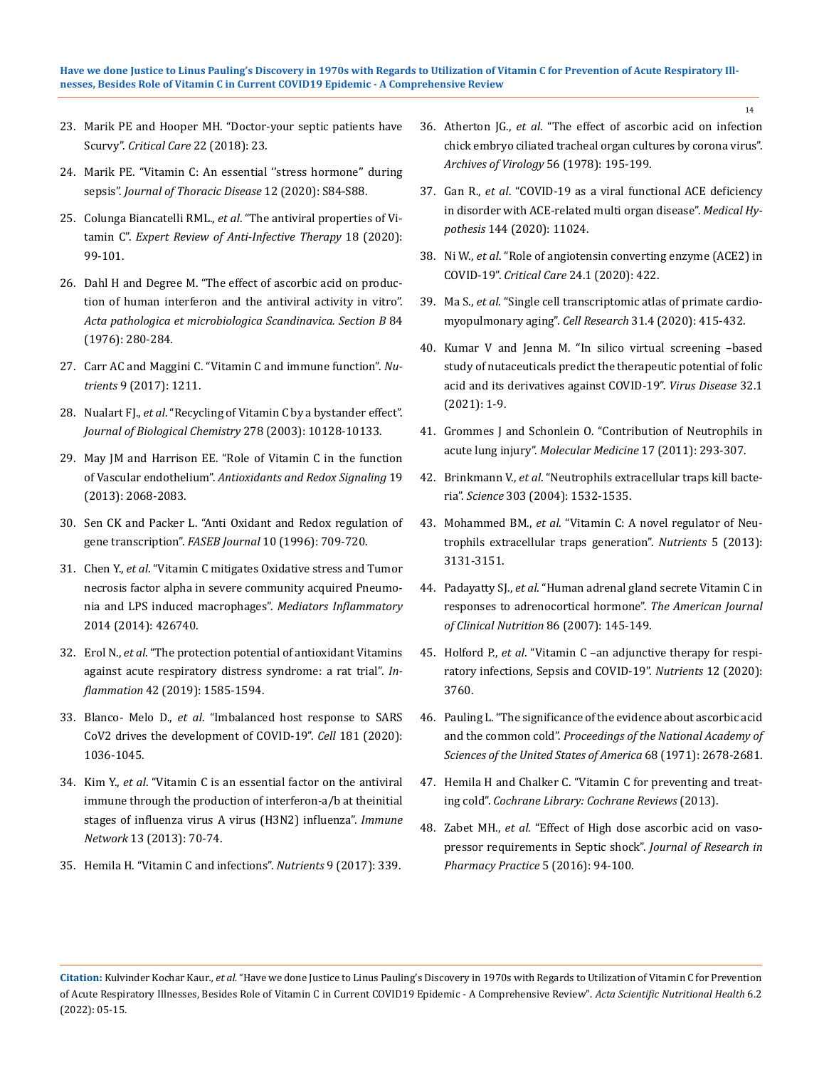23. Marik PE and Hooper MH. "Doctor-your septic patients have Scurvy". *Critical Care* 22 (2018): 23.
24. Marik PE. "Vitamin C: An essential ''stress hormone" during sepsis". *Journal of Thoracic Disease* 12 (2020): S84-S88.
25. Colunga Biancatelli RML., *et al*. "The antiviral properties of Vitamin C". *Expert Review of Anti-Infective Therapy* 18 (2020): 99-101.
26. Dahl H and Degree M. "The effect of ascorbic acid on production of human interferon and the antiviral activity in vitro". *Acta pathologica et microbiologica Scandinavica. Section B* 84 (1976): 280-284.
27. Carr AC and Maggini C. "Vitamin C and immune function". *Nutrients* 9 (2017): 1211.
28. Nualart FJ., *et al*. "Recycling of Vitamin C by a bystander effect". *Journal of Biological Chemistry* 278 (2003): 10128-10133.
29. May JM and Harrison EE. "Role of Vitamin C in the function of Vascular endothelium". *Antioxidants and Redox Signaling* 19 (2013): 2068-2083.
30. Sen CK and Packer L. "Anti Oxidant and Redox regulation of gene transcription". *FASEB Journal* 10 (1996): 709-720.
31. Chen Y., *et al*. "Vitamin C mitigates Oxidative stress and Tumor necrosis factor alpha in severe community acquired Pneumonia and LPS induced macrophages". *Mediators Inflammatory* 2014 (2014): 426740.
32. Erol N., *et al*. "The protection potential of antioxidant Vitamins against acute respiratory distress syndrome: a rat trial". *Inflammation* 42 (2019): 1585-1594.
33. Blanco- Melo D., *et al*. "Imbalanced host response to SARS CoV2 drives the development of COVID-19". *Cell* 181 (2020): 1036-1045.
34. Kim Y., *et al*. "Vitamin C is an essential factor on the antiviral immune through the production of interferon-a/b at theinitial stages of influenza virus A virus (H3N2) influenza". *Immune Network* 13 (2013): 70-74.
35. Hemila H. "Vitamin C and infections". *Nutrients* 9 (2017): 339.
36. Atherton JG., *et al*. "The effect of ascorbic acid on infection chick embryo ciliated tracheal organ cultures by corona virus". *Archives of Virology* 56 (1978): 195-199.
37. Gan R., *et al*. "COVID-19 as a viral functional ACE deficiency in disorder with ACE-related multi organ disease". *Medical Hypothesis* 144 (2020): 11024.
38. Ni W., *et al*. "Role of angiotensin converting enzyme (ACE2) in COVID-19". *Critical Care* 24.1 (2020): 422.
39. Ma S., *et al*. "Single cell transcriptomic atlas of primate cardiomyopulmonary aging". *Cell Research* 31.4 (2020): 415-432.
40. Kumar V and Jenna M. "In silico virtual screening –based study of nutaceuticals predict the therapeutic potential of folic acid and its derivatives against COVID-19". *Virus Disease* 32.1 (2021): 1-9.
41. Grommes J and Schonlein O. "Contribution of Neutrophils in acute lung injury". *Molecular Medicine* 17 (2011): 293-307.
42. Brinkmann V., *et al*. "Neutrophils extracellular traps kill bacteria". *Science* 303 (2004): 1532-1535.
43. Mohammed BM., *et al*. "Vitamin C: A novel regulator of Neutrophils extracellular traps generation". *Nutrients* 5 (2013): 3131-3151.
44. Padayatty SJ., *et al*. "Human adrenal gland secrete Vitamin C in responses to adrenocortical hormone". *The American Journal of Clinical Nutrition* 86 (2007): 145-149.
45. Holford P., *et al*. "Vitamin C –an adjunctive therapy for respiratory infections, Sepsis and COVID-19". *Nutrients* 12 (2020): 3760.
46. Pauling L. "The significance of the evidence about ascorbic acid and the common cold". *Proceedings of the National Academy of Sciences of the United States of America* 68 (1971): 2678-2681.
47. Hemila H and Chalker C. "Vitamin C for preventing and treating cold". *Cochrane Library: Cochrane Reviews* (2013).
48. Zabet MH., *et al*. "Effect of High dose ascorbic acid on vasopressor requirements in Septic shock". *Journal of Research in Pharmacy Practice* 5 (2016): 94-100.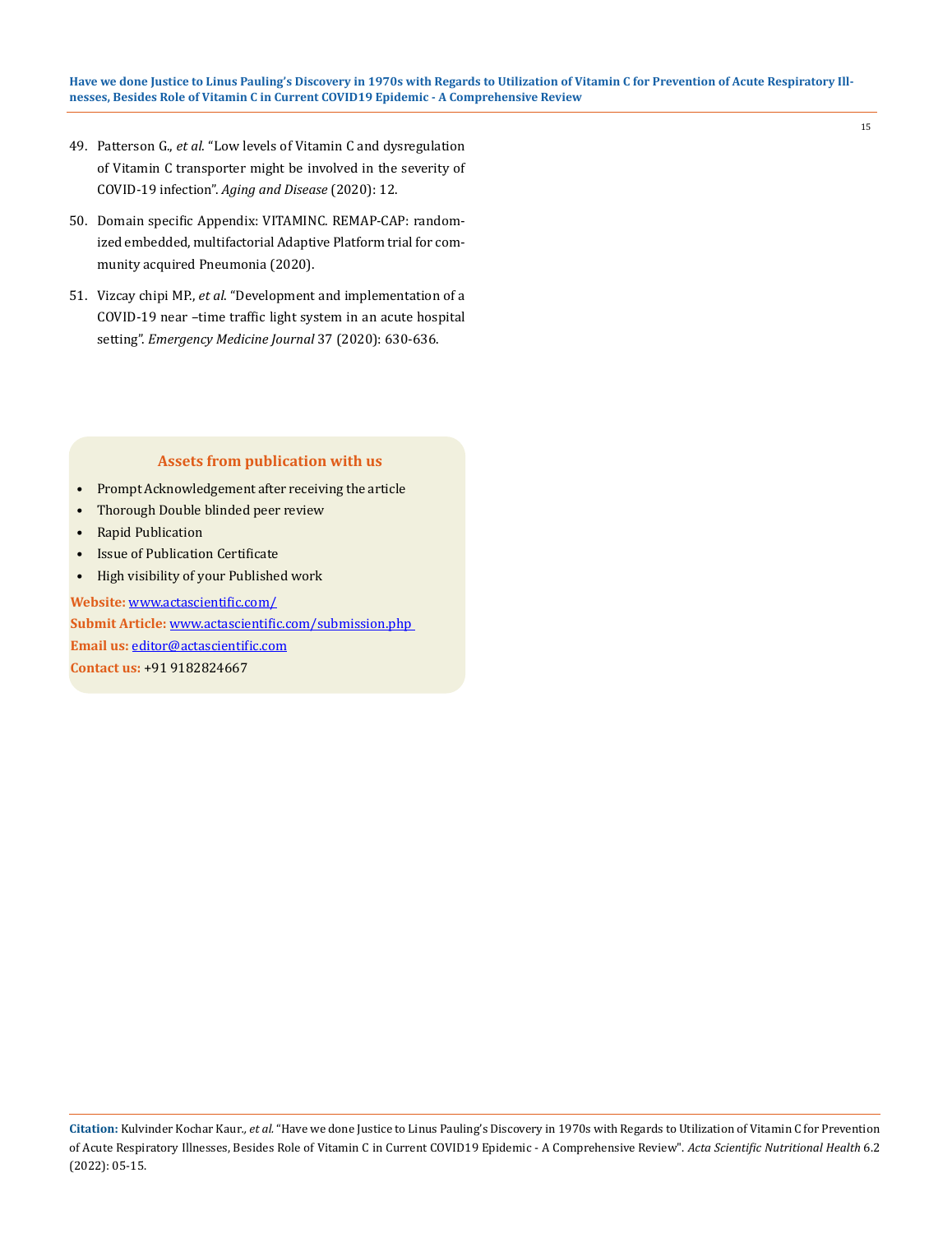49. Patterson G., *et al*. "Low levels of Vitamin C and dysregulation of Vitamin C transporter might be involved in the severity of COVID-19 infection". *Aging and Disease* (2020): 12.

50. Domain specific Appendix: VITAMINC. REMAP-CAP: randomized embedded, multifactorial Adaptive Platform trial for community acquired Pneumonia (2020).

51. Vizcay chipi MP., *et al*. "Development and implementation of a COVID-19 near –time traffic light system in an acute hospital setting". *Emergency Medicine Journal* 37 (2020): 630-636.

### Assets from publication with us

- Prompt Acknowledgement after receiving the article
- Thorough Double blinded peer review
- Rapid Publication
- Issue of Publication Certificate
- High visibility of your Published work

**Website:** www.actascientific.com/

**Submit Article:** www.actascientific.com/submission.php

**Email us:** editor@actascientific.com

**Contact us:** +91 9182824667